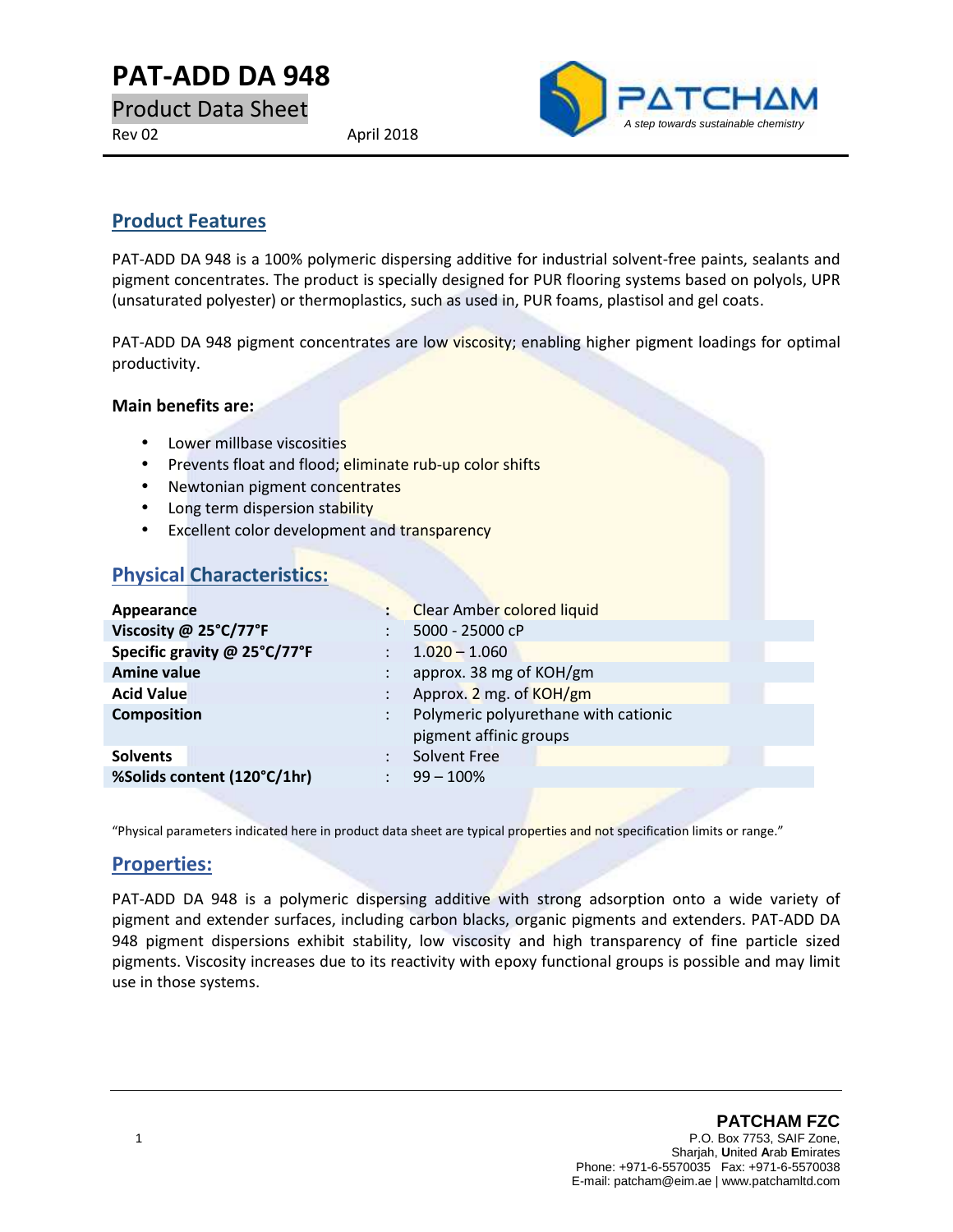# PAT-ADD DA 948

Product Data Sheet

Rev 02 April 2018

PATCHAM

*A step towards sustainable chemistry*

## Product Features

PAT-ADD DA 948 is a 100% polymeric dispersing additive for industrial solvent-free paints, sealants and pigment concentrates. The product is specially designed for PUR flooring systems based on polyols, UPR (unsaturated polyester) or thermoplastics, such as used in, PUR foams, plastisol and gel coats.

PAT-ADD DA 948 pigment concentrates are low viscosity; enabling higher pigment loadings for optimal productivity.

**Main benefits are:**

- Lower millbase viscosities
- Prevents float and flood; eliminate rub-up color shifts
- Newtonian pigment concentrates
- Long term dispersion stability
- Excellent color development and transparency

## Physical Characteristics:

| | | |
|---|---|---|
| **Appearance** | : | Clear Amber colored liquid |
| **Viscosity @ 25°C/77°F** | : | 5000 - 25000 cP |
| **Specific gravity @ 25°C/77°F** | : | 1.020 – 1.060 |
| **Amine value** | : | approx. 38 mg of KOH/gm |
| **Acid Value** | : | Approx. 2 mg. of KOH/gm |
| **Composition** | : | Polymeric polyurethane with cationic pigment affinic groups |
| **Solvents** | : | Solvent Free |
| **%Solids content (120°C/1hr)** | : | 99 – 100% |

"Physical parameters indicated here in product data sheet are typical properties and not specification limits or range."

## Properties:

PAT-ADD DA 948 is a polymeric dispersing additive with strong adsorption onto a wide variety of pigment and extender surfaces, including carbon blacks, organic pigments and extenders. PAT-ADD DA 948 pigment dispersions exhibit stability, low viscosity and high transparency of fine particle sized pigments. Viscosity increases due to its reactivity with epoxy functional groups is possible and may limit use in those systems.

**PATCHAM FZC**
P.O. Box 7753, SAIF Zone,
Sharjah, **U**nited **A**rab **E**mirates
Phone: +971-6-5570035 Fax: +971-6-5570038
E-mail: patcham@eim.ae | www.patchamltd.com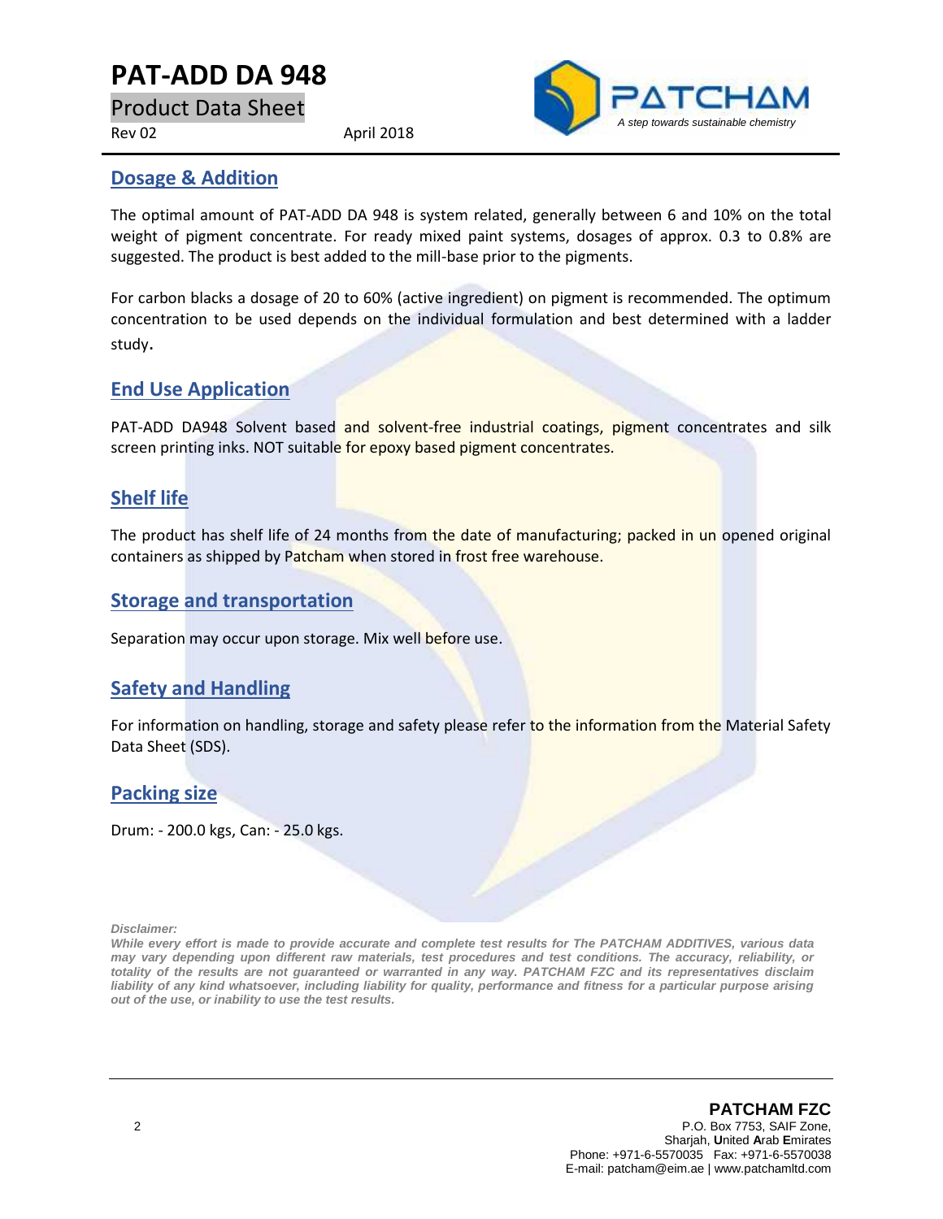# PAT-ADD DA 948

Product Data Sheet

Rev 02 April 2018

## Dosage & Addition

The optimal amount of PAT-ADD DA 948 is system related, generally between 6 and 10% on the total weight of pigment concentrate. For ready mixed paint systems, dosages of approx. 0.3 to 0.8% are suggested. The product is best added to the mill-base prior to the pigments.

For carbon blacks a dosage of 20 to 60% (active ingredient) on pigment is recommended. The optimum concentration to be used depends on the individual formulation and best determined with a ladder study.

## End Use Application

PAT-ADD DA948 Solvent based and solvent-free industrial coatings, pigment concentrates and silk screen printing inks. NOT suitable for epoxy based pigment concentrates.

## Shelf life

The product has shelf life of 24 months from the date of manufacturing; packed in un opened original containers as shipped by Patcham when stored in frost free warehouse.

## Storage and transportation

Separation may occur upon storage. Mix well before use.

## Safety and Handling

For information on handling, storage and safety please refer to the information from the Material Safety Data Sheet (SDS).

## Packing size

Drum: - 200.0 kgs, Can: - 25.0 kgs.

***Disclaimer:***

***While every effort is made to provide accurate and complete test results for The PATCHAM ADDITIVES, various data may vary depending upon different raw materials, test procedures and test conditions. The accuracy, reliability, or totality of the results are not guaranteed or warranted in any way. PATCHAM FZC and its representatives disclaim liability of any kind whatsoever, including liability for quality, performance and fitness for a particular purpose arising out of the use, or inability to use the test results.***

**PATCHAM FZC**
P.O. Box 7753, SAIF Zone,
Sharjah, **U**nited **A**rab **E**mirates
Phone: +971-6-5570035 Fax: +971-6-5570038
E-mail: patcham@eim.ae | www.patchamltd.com